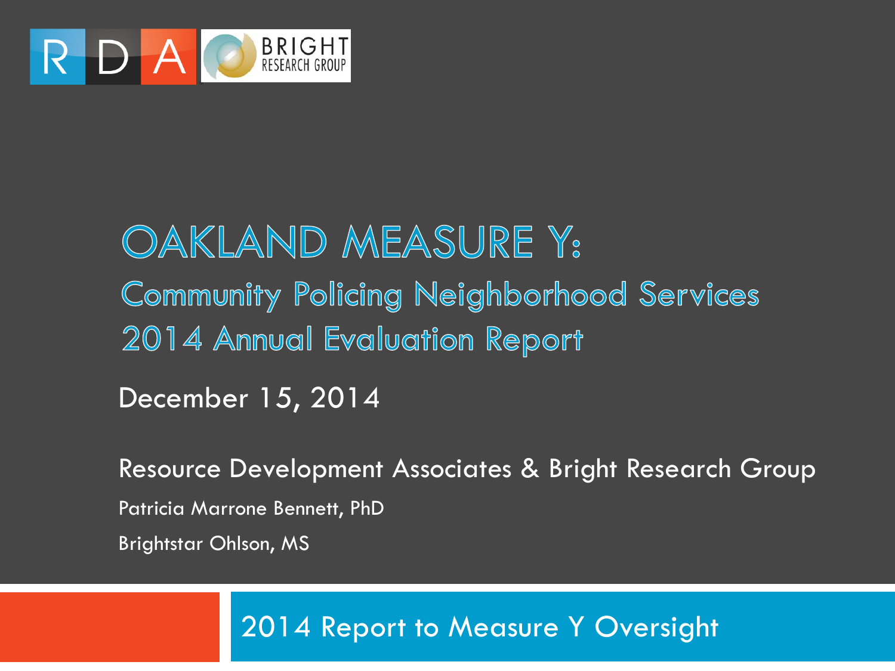RDA | BRIGHT RESEARCH GROUP

# OAKLAND MEASURE Y:

## Community Policing Neighborhood Services 2014 Annual Evaluation Report

December 15, 2014

Resource Development Associates & Bright Research Group

Patricia Marrone Bennett, PhD

Brightstar Ohlson, MS

2014 Report to Measure Y Oversight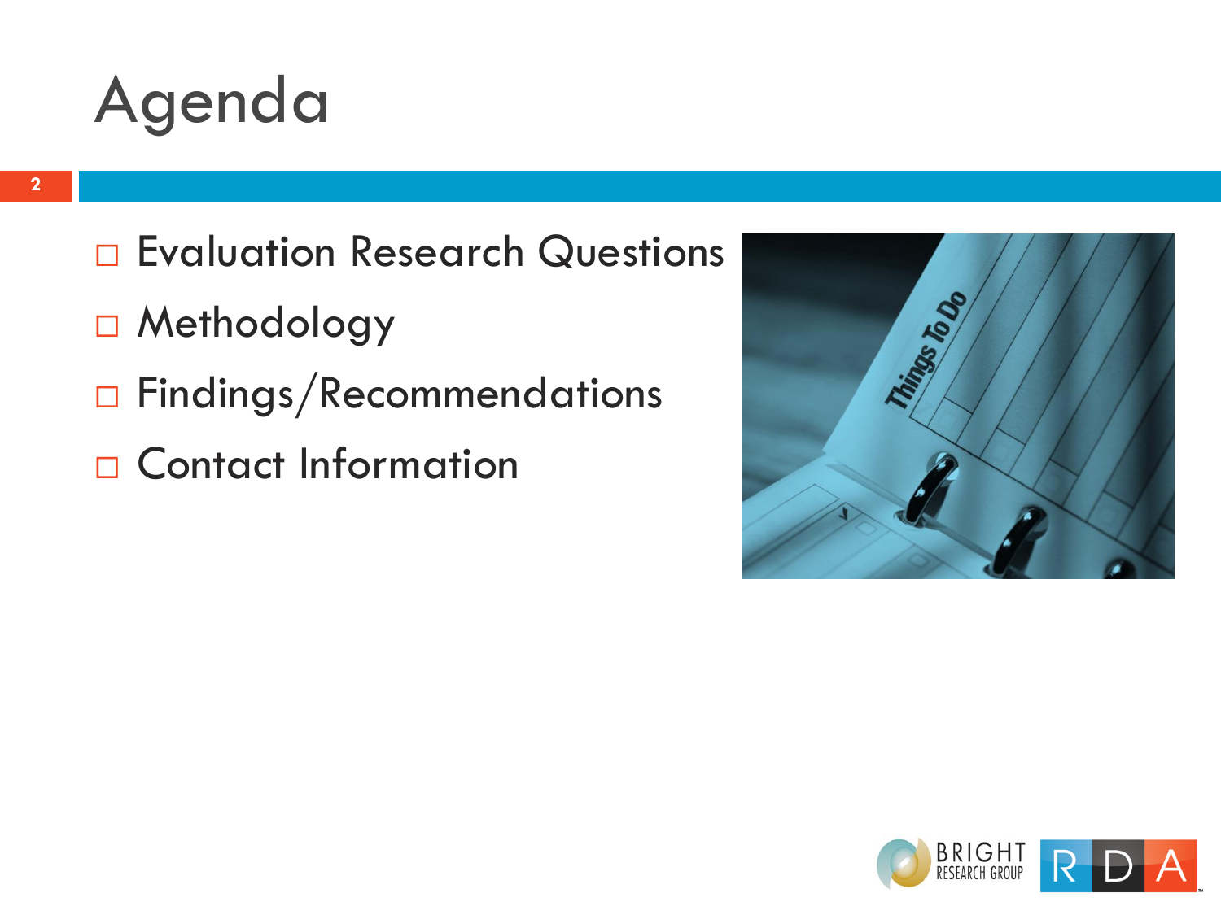# Agenda

- Evaluation Research Questions
- Methodology
- Findings/Recommendations
- Contact Information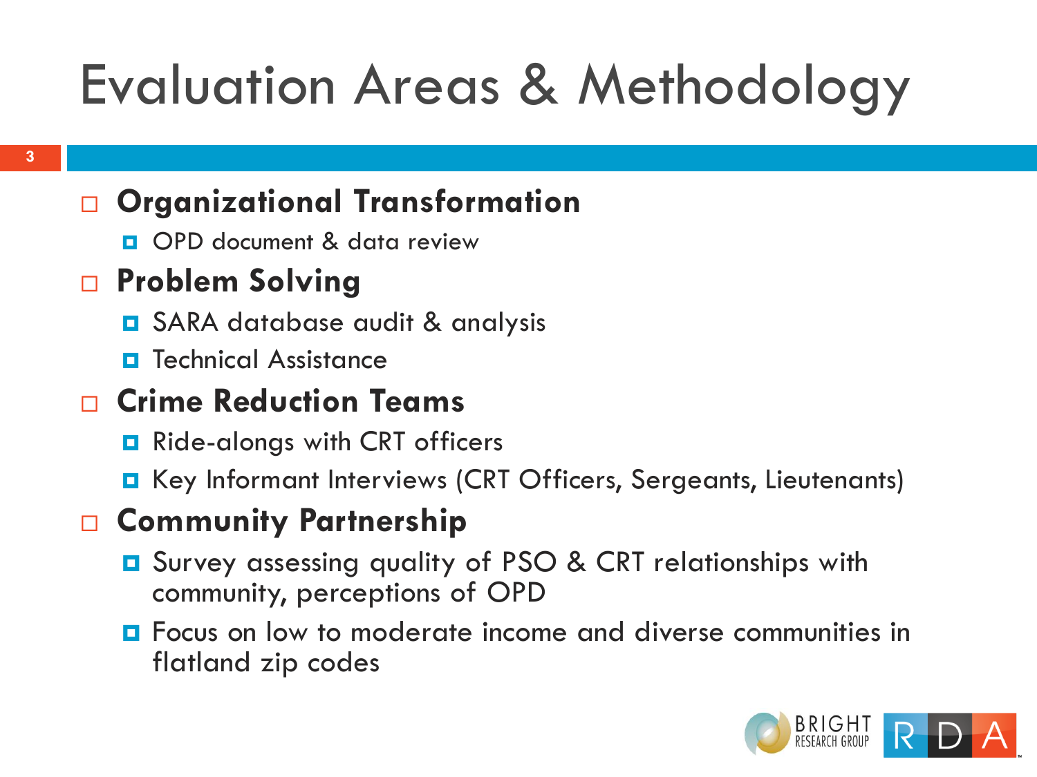# Evaluation Areas & Methodology

- **Organizational Transformation**
  - OPD document & data review
- **Problem Solving**
  - SARA database audit & analysis
  - Technical Assistance
- **Crime Reduction Teams**
  - Ride-alongs with CRT officers
  - Key Informant Interviews (CRT Officers, Sergeants, Lieutenants)
- **Community Partnership**
  - Survey assessing quality of PSO & CRT relationships with community, perceptions of OPD
  - Focus on low to moderate income and diverse communities in flatland zip codes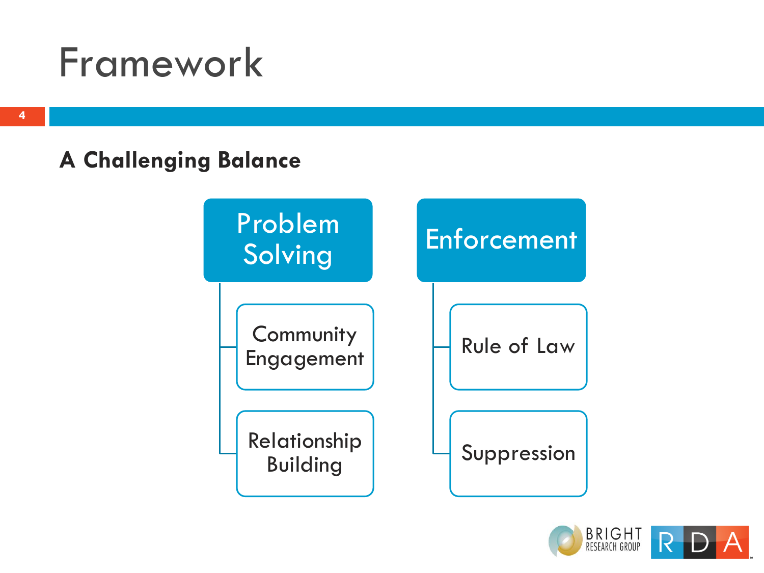# Framework

**A Challenging Balance**

- **Problem Solving**
  - Community Engagement
  - Relationship Building
- **Enforcement**
  - Rule of Law
  - Suppression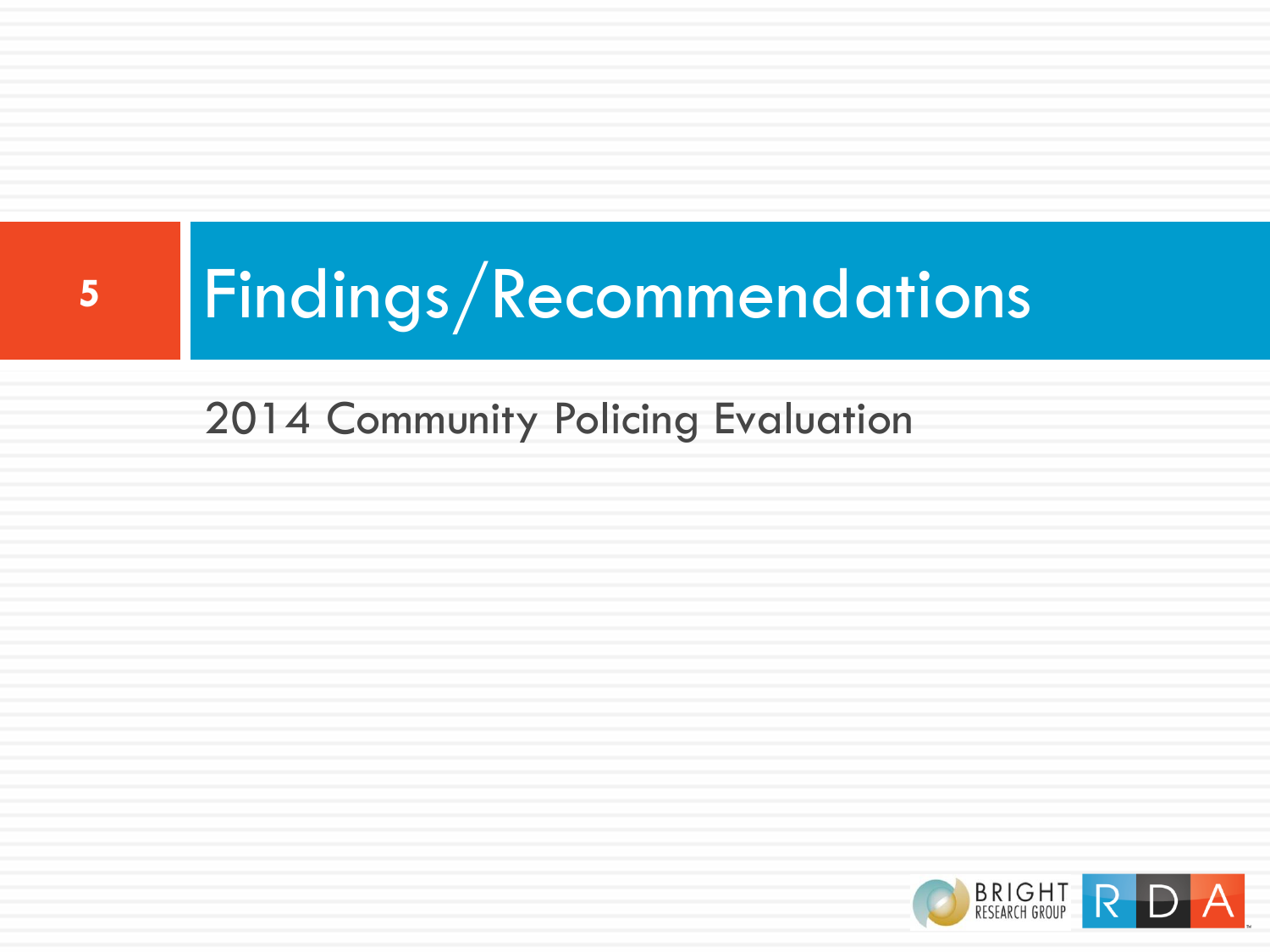# Findings/Recommendations

2014 Community Policing Evaluation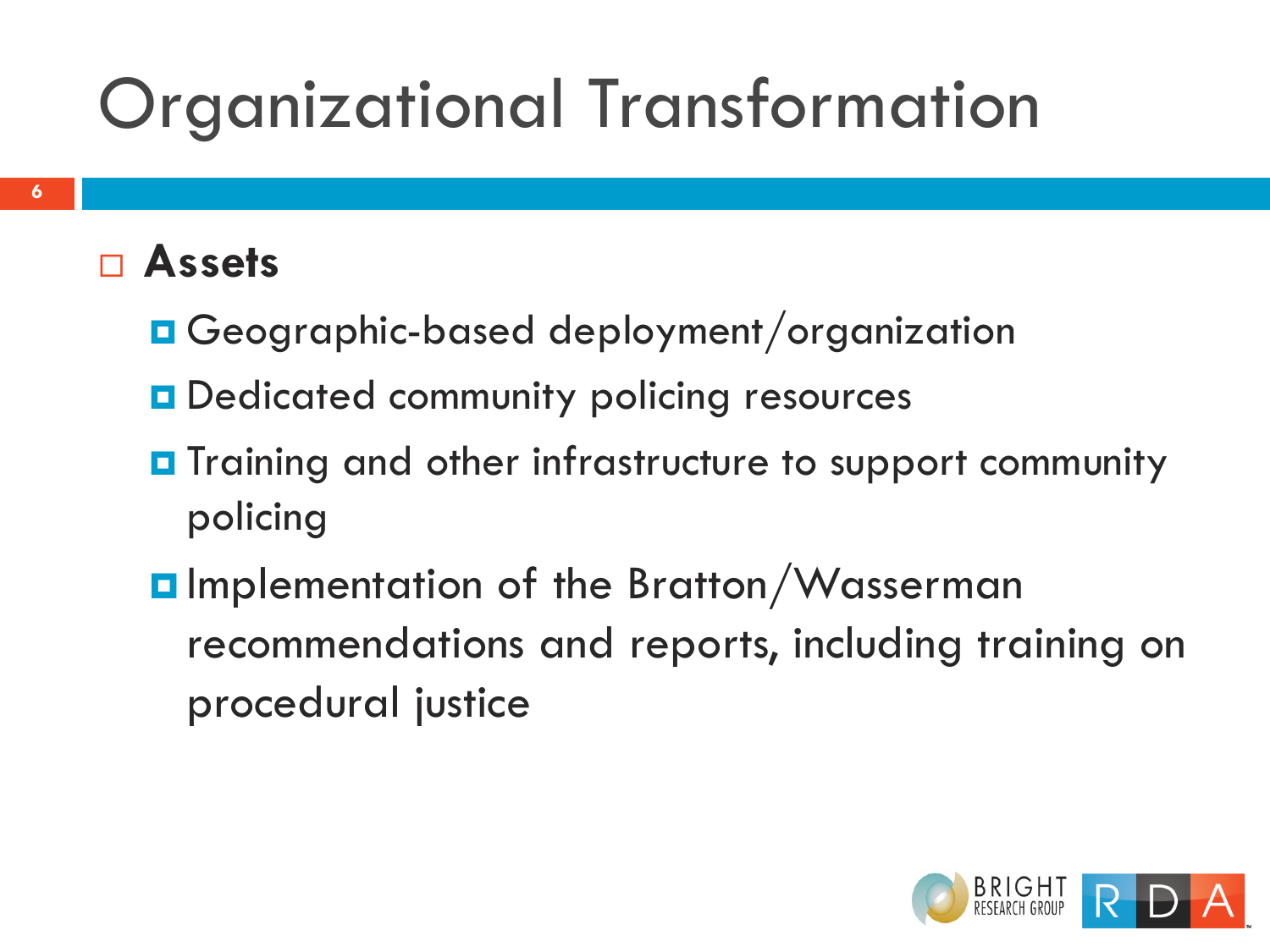# Organizational Transformation

- **Assets**
  - Geographic-based deployment/organization
  - Dedicated community policing resources
  - Training and other infrastructure to support community policing
  - Implementation of the Bratton/Wasserman recommendations and reports, including training on procedural justice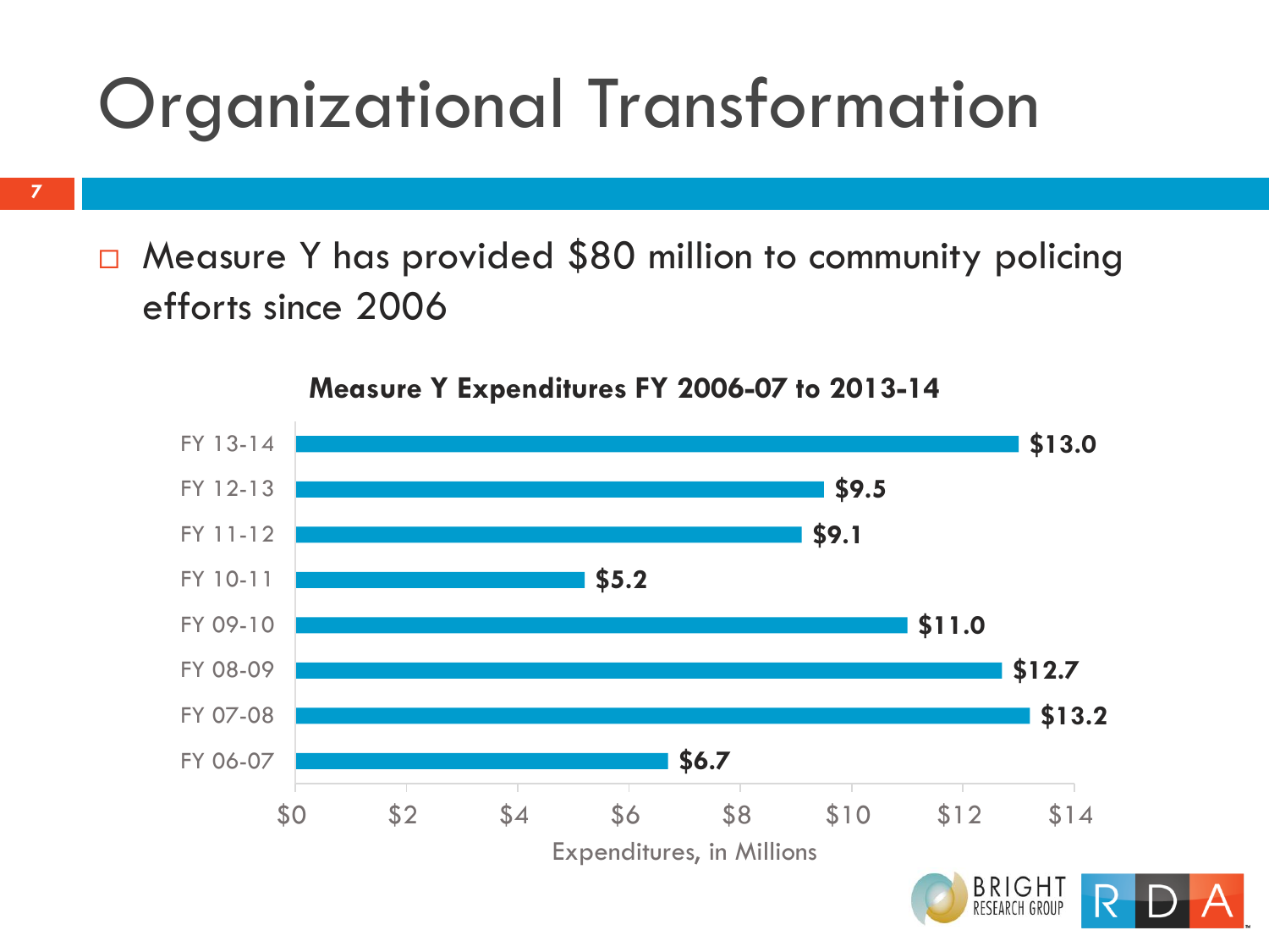# Organizational Transformation

- Measure Y has provided $80 million to community policing efforts since 2006

**Measure Y Expenditures FY 2006-07 to 2013-14**

| Fiscal Year | Expenditures, in Millions |
|---|---|
| FY 13-14 | $13.0 |
| FY 12-13 | $9.5 |
| FY 11-12 | $9.1 |
| FY 10-11 | $5.2 |
| FY 09-10 | $11.0 |
| FY 08-09 | $12.7 |
| FY 07-08 | $13.2 |
| FY 06-07 | $6.7 |

BRIGHT RESEARCH GROUP | RDA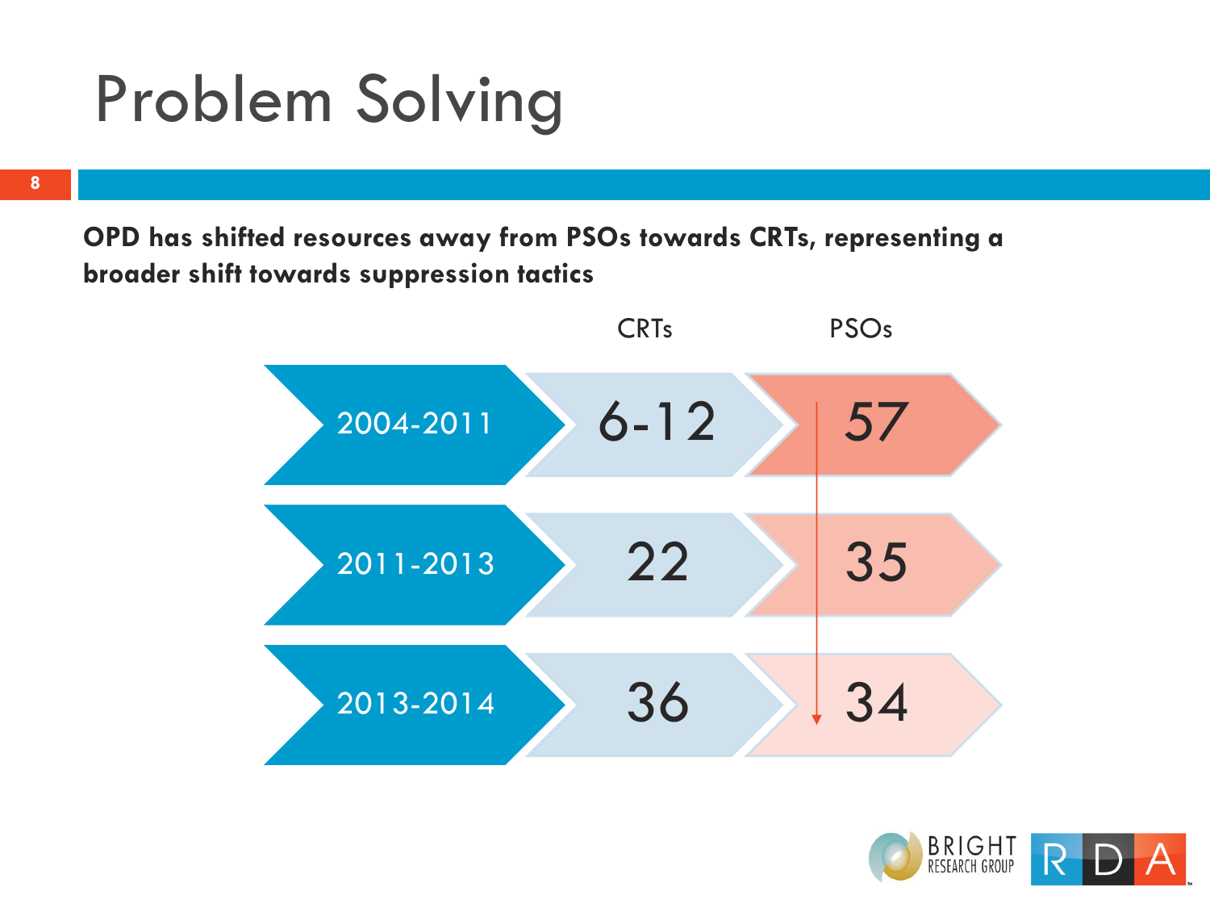# Problem Solving

**OPD has shifted resources away from PSOs towards CRTs, representing a broader shift towards suppression tactics**

| | CRTs | PSOs |
| --- | --- | --- |
| 2004-2011 | 6-12 | 57 |
| 2011-2013 | 22 | 35 |
| 2013-2014 | 36 | 34 |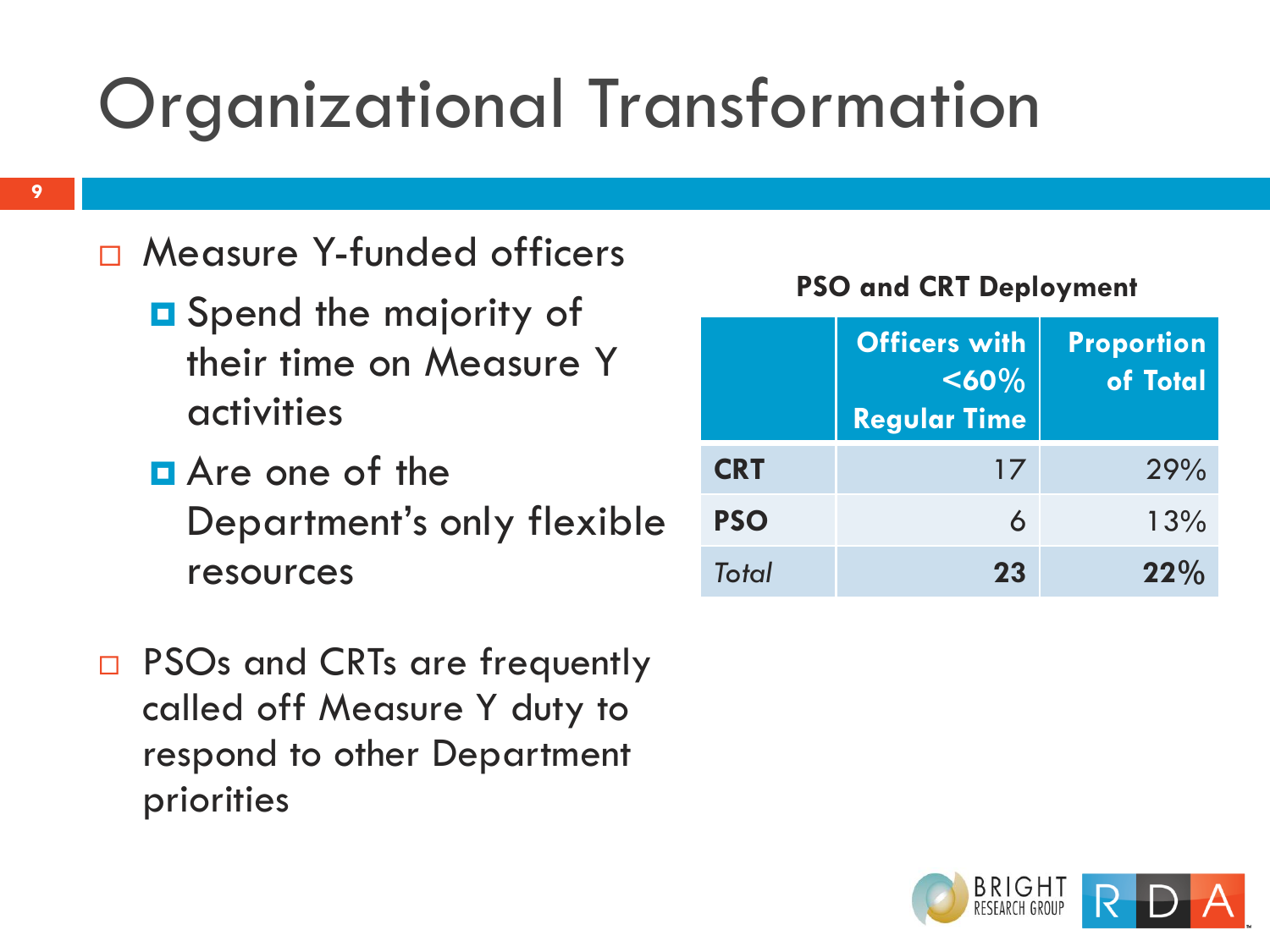# Organizational Transformation

- Measure Y-funded officers
  - Spend the majority of their time on Measure Y activities
  - Are one of the Department's only flexible resources
- PSOs and CRTs are frequently called off Measure Y duty to respond to other Department priorities

**PSO and CRT Deployment**

| | Officers with <60% Regular Time | Proportion of Total |
|---|---:|---:|
| **CRT** | 17 | 29% |
| **PSO** | 6 | 13% |
| *Total* | **23** | **22%** |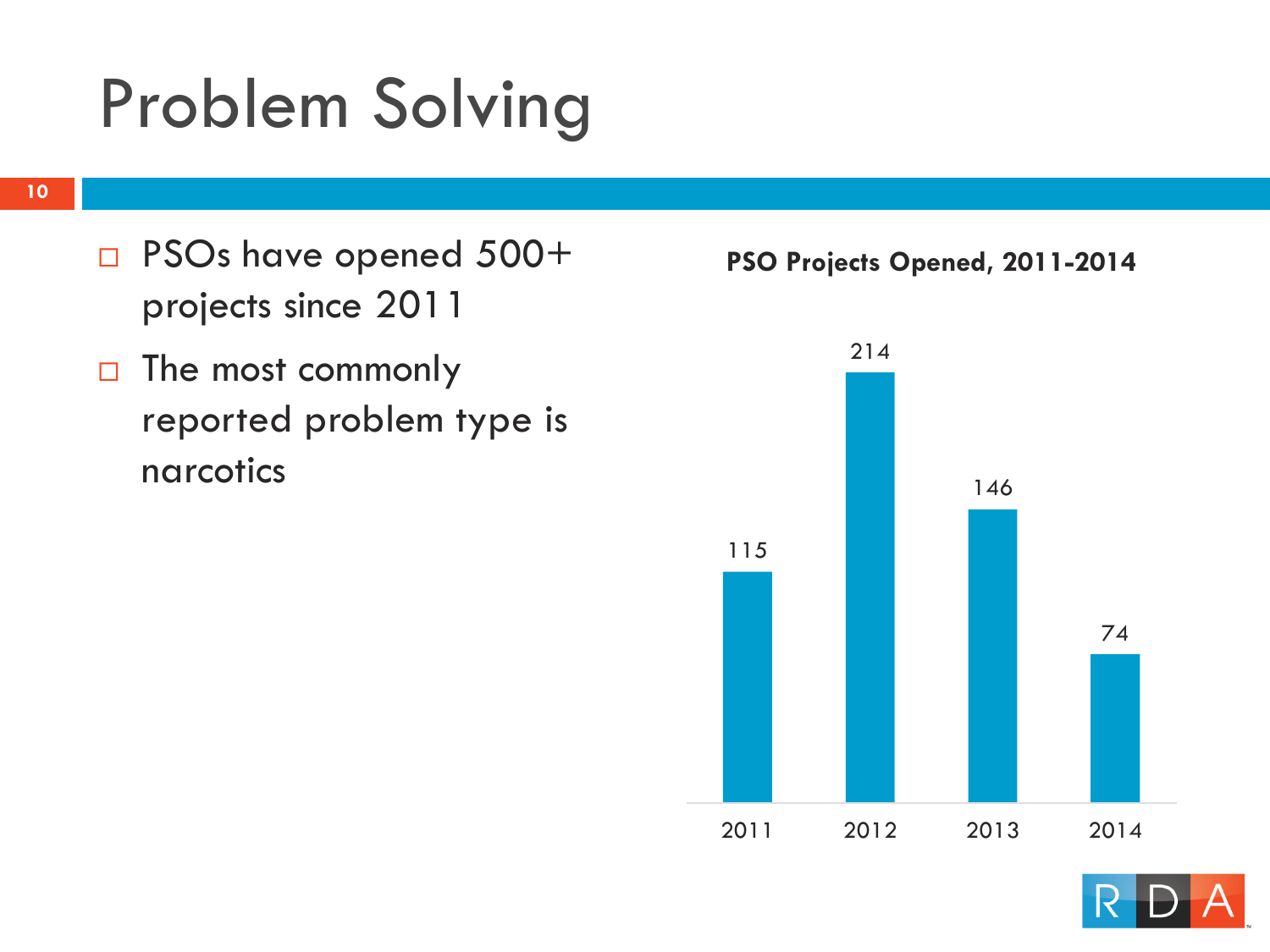# Problem Solving

- PSOs have opened 500+ projects since 2011
- The most commonly reported problem type is narcotics

**PSO Projects Opened, 2011-2014**

| Year | Projects Opened |
| --- | --- |
| 2011 | 115 |
| 2012 | 214 |
| 2013 | 146 |
| 2014 | 74 |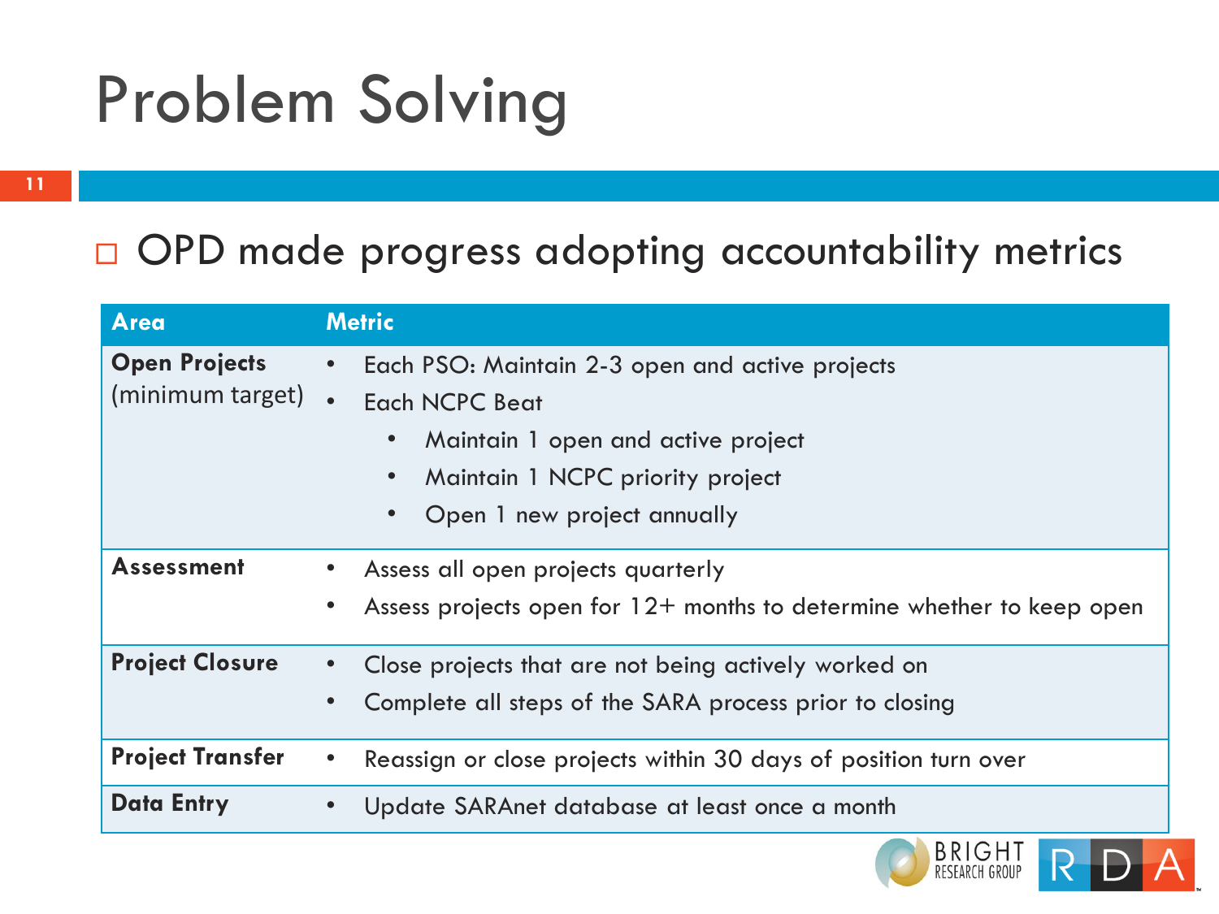# Problem Solving

- OPD made progress adopting accountability metrics

| Area | Metric |
|---|---|
| **Open Projects** (minimum target) | • Each PSO: Maintain 2-3 open and active projects<br>• Each NCPC Beat<br>  • Maintain 1 open and active project<br>  • Maintain 1 NCPC priority project<br>  • Open 1 new project annually |
| **Assessment** | • Assess all open projects quarterly<br>• Assess projects open for 12+ months to determine whether to keep open |
| **Project Closure** | • Close projects that are not being actively worked on<br>• Complete all steps of the SARA process prior to closing |
| **Project Transfer** | • Reassign or close projects within 30 days of position turn over |
| **Data Entry** | • Update SARAnet database at least once a month |

BRIGHT RESEARCH GROUP RDA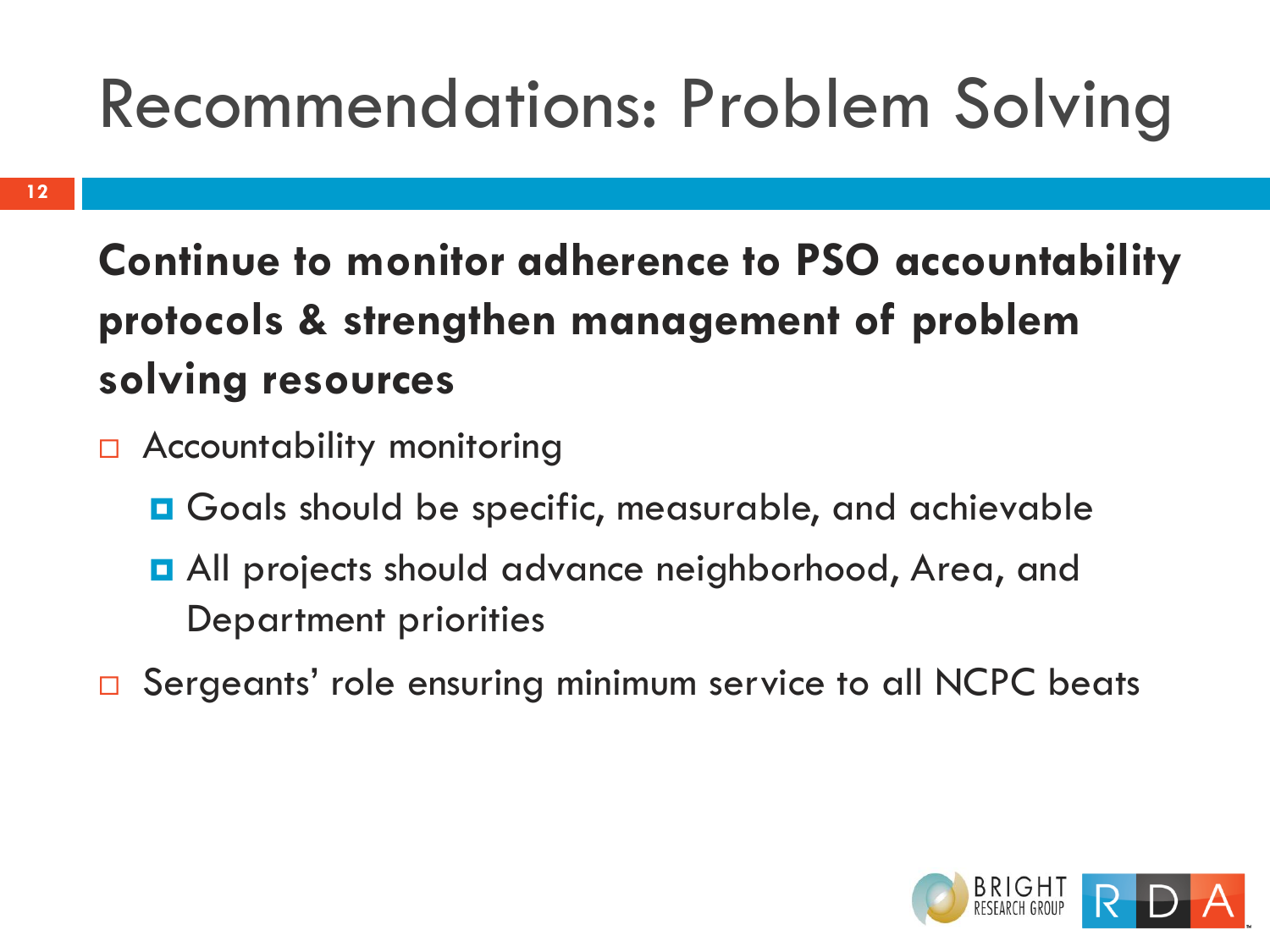# Recommendations: Problem Solving

**Continue to monitor adherence to PSO accountability protocols & strengthen management of problem solving resources**

- Accountability monitoring
  - Goals should be specific, measurable, and achievable
  - All projects should advance neighborhood, Area, and Department priorities
- Sergeants' role ensuring minimum service to all NCPC beats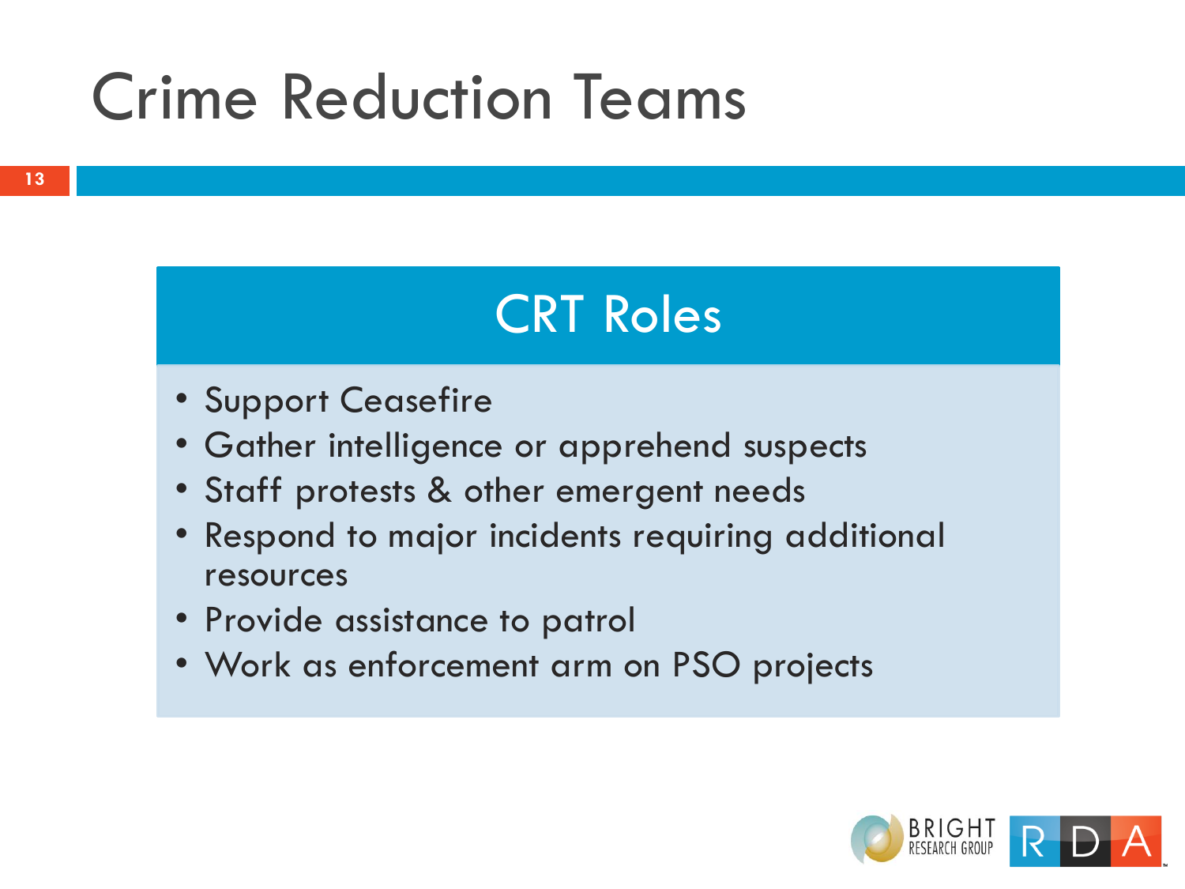# Crime Reduction Teams

## CRT Roles

- Support Ceasefire
- Gather intelligence or apprehend suspects
- Staff protests & other emergent needs
- Respond to major incidents requiring additional resources
- Provide assistance to patrol
- Work as enforcement arm on PSO projects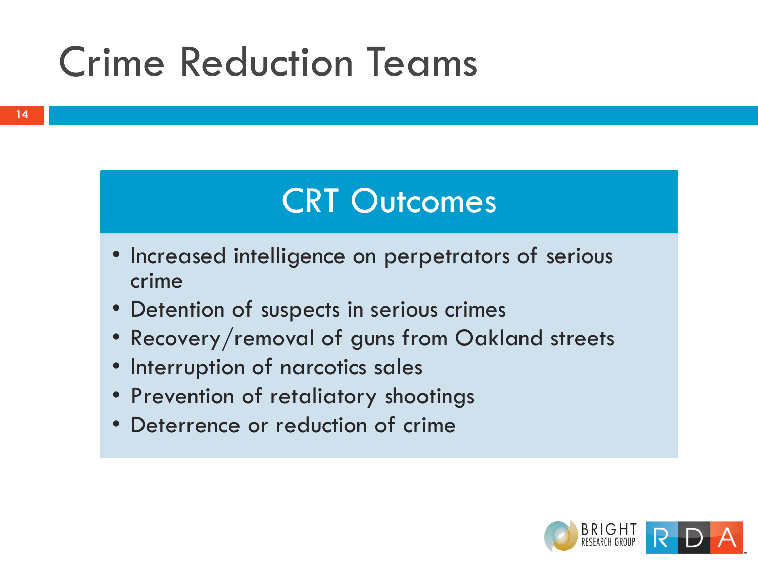# Crime Reduction Teams

## CRT Outcomes

- Increased intelligence on perpetrators of serious crime
- Detention of suspects in serious crimes
- Recovery/removal of guns from Oakland streets
- Interruption of narcotics sales
- Prevention of retaliatory shootings
- Deterrence or reduction of crime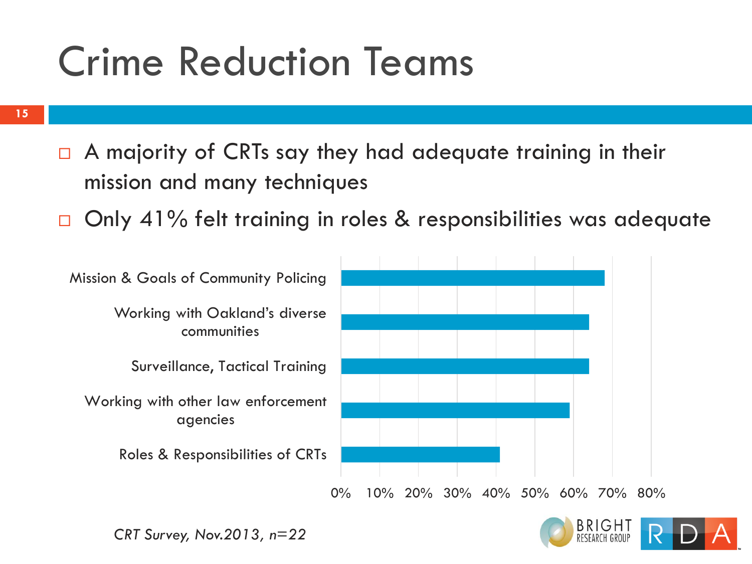# Crime Reduction Teams

- A majority of CRTs say they had adequate training in their mission and many techniques
- Only 41% felt training in roles & responsibilities was adequate

| Training Area | Percent |
|---|---|
| Mission & Goals of Community Policing | ~68% |
| Working with Oakland's diverse communities | ~64% |
| Surveillance, Tactical Training | ~64% |
| Working with other law enforcement agencies | ~59% |
| Roles & Responsibilities of CRTs | 41% |

*CRT Survey, Nov.2013, n=22*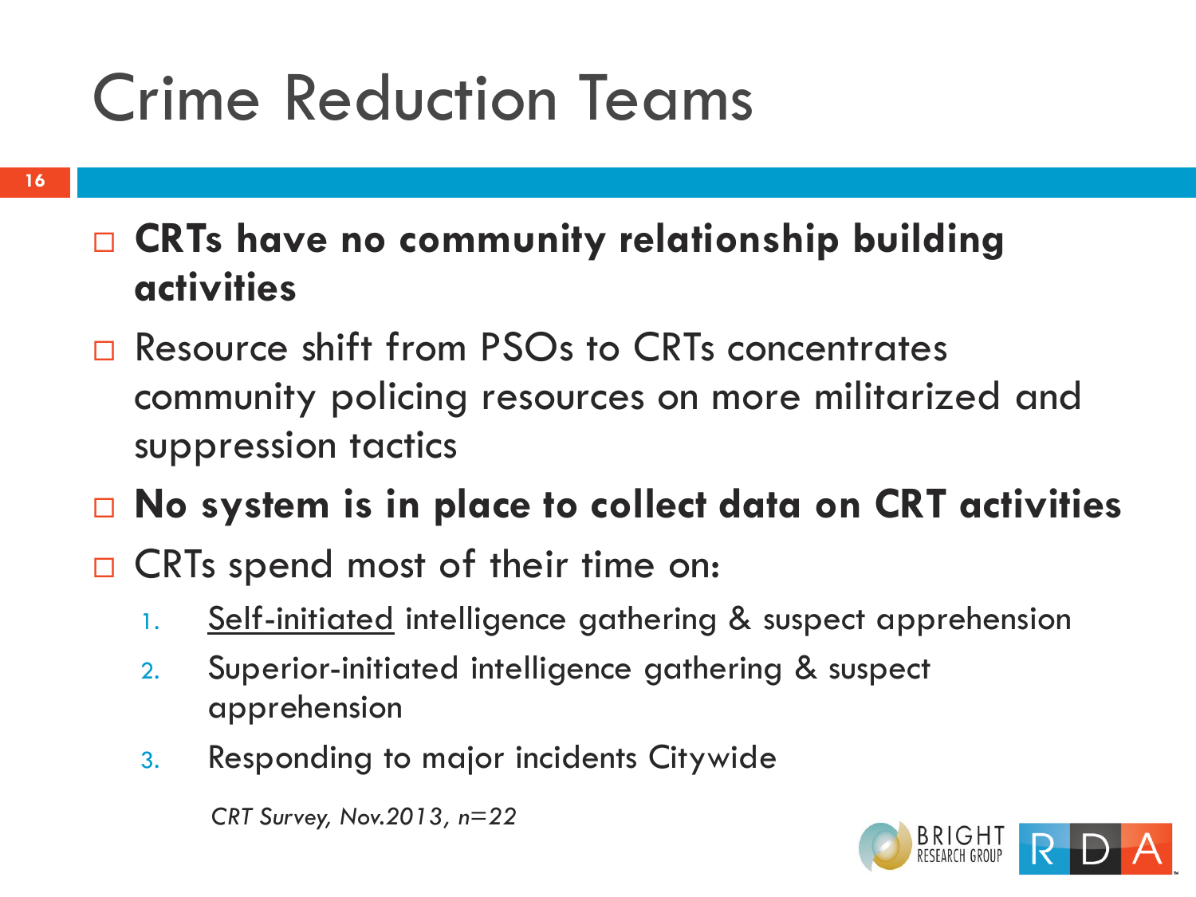# Crime Reduction Teams

- **CRTs have no community relationship building activities**
- Resource shift from PSOs to CRTs concentrates community policing resources on more militarized and suppression tactics
- **No system is in place to collect data on CRT activities**
- CRTs spend most of their time on:
    1. Self-initiated intelligence gathering & suspect apprehension
    2. Superior-initiated intelligence gathering & suspect apprehension
    3. Responding to major incidents Citywide

*CRT Survey, Nov.2013, n=22*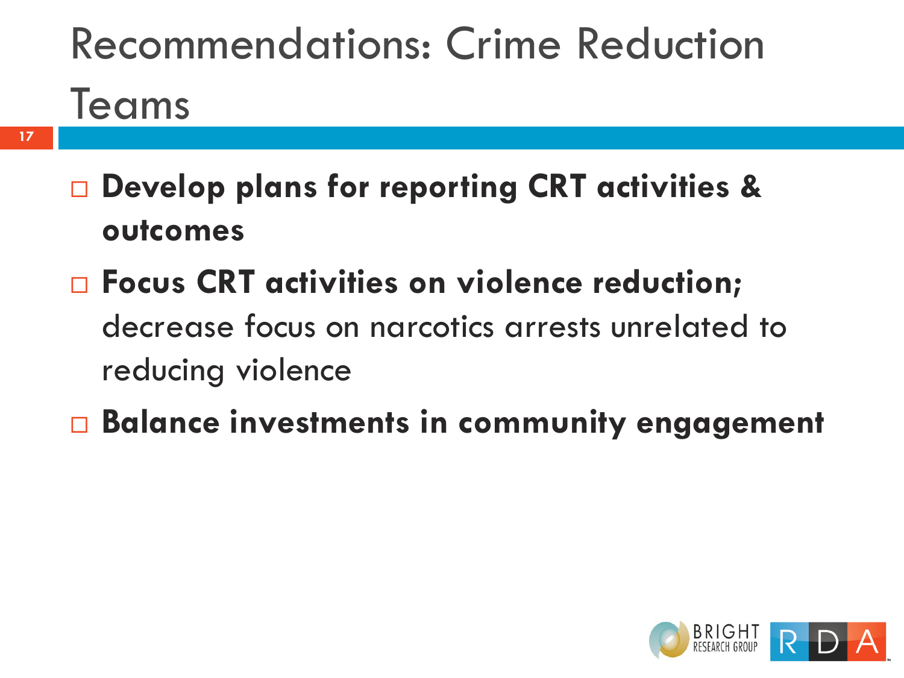# Recommendations: Crime Reduction Teams

- **Develop plans for reporting CRT activities & outcomes**
- **Focus CRT activities on violence reduction;** decrease focus on narcotics arrests unrelated to reducing violence
- **Balance investments in community engagement**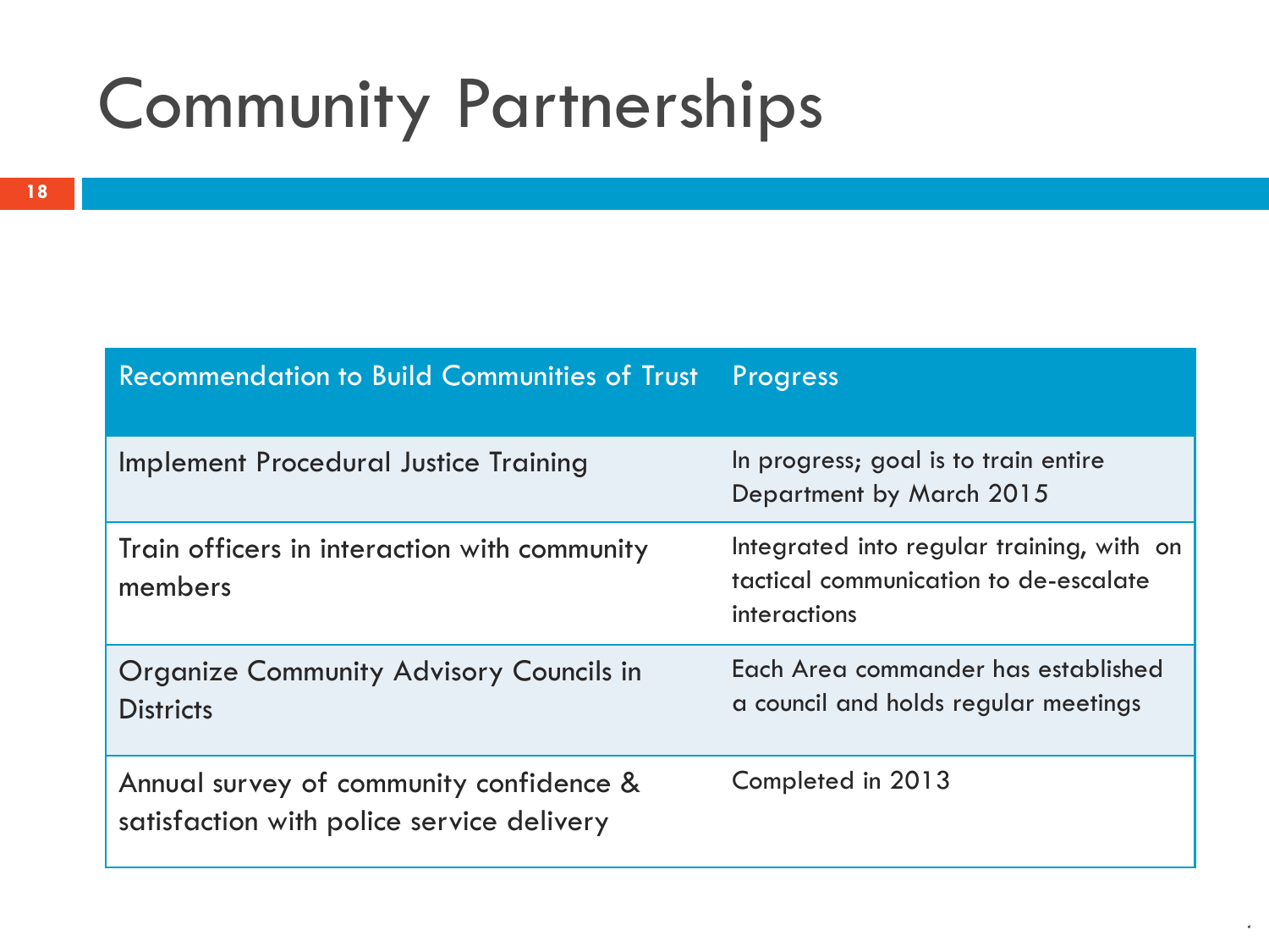# Community Partnerships

| Recommendation to Build Communities of Trust | Progress |
|---|---|
| Implement Procedural Justice Training | In progress; goal is to train entire Department by March 2015 |
| Train officers in interaction with community members | Integrated into regular training, with on tactical communication to de-escalate interactions |
| Organize Community Advisory Councils in Districts | Each Area commander has established a council and holds regular meetings |
| Annual survey of community confidence & satisfaction with police service delivery | Completed in 2013 |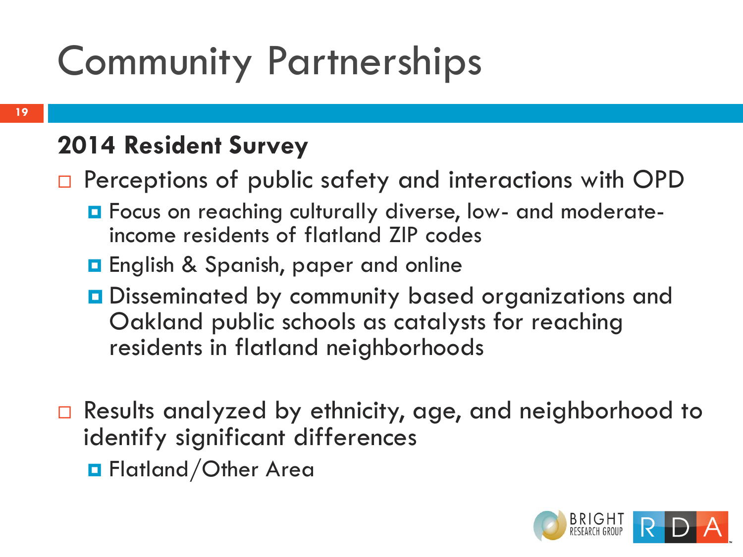# Community Partnerships

## 2014 Resident Survey

- Perceptions of public safety and interactions with OPD
  - Focus on reaching culturally diverse, low- and moderate-income residents of flatland ZIP codes
  - English & Spanish, paper and online
  - Disseminated by community based organizations and Oakland public schools as catalysts for reaching residents in flatland neighborhoods

- Results analyzed by ethnicity, age, and neighborhood to identify significant differences
  - Flatland/Other Area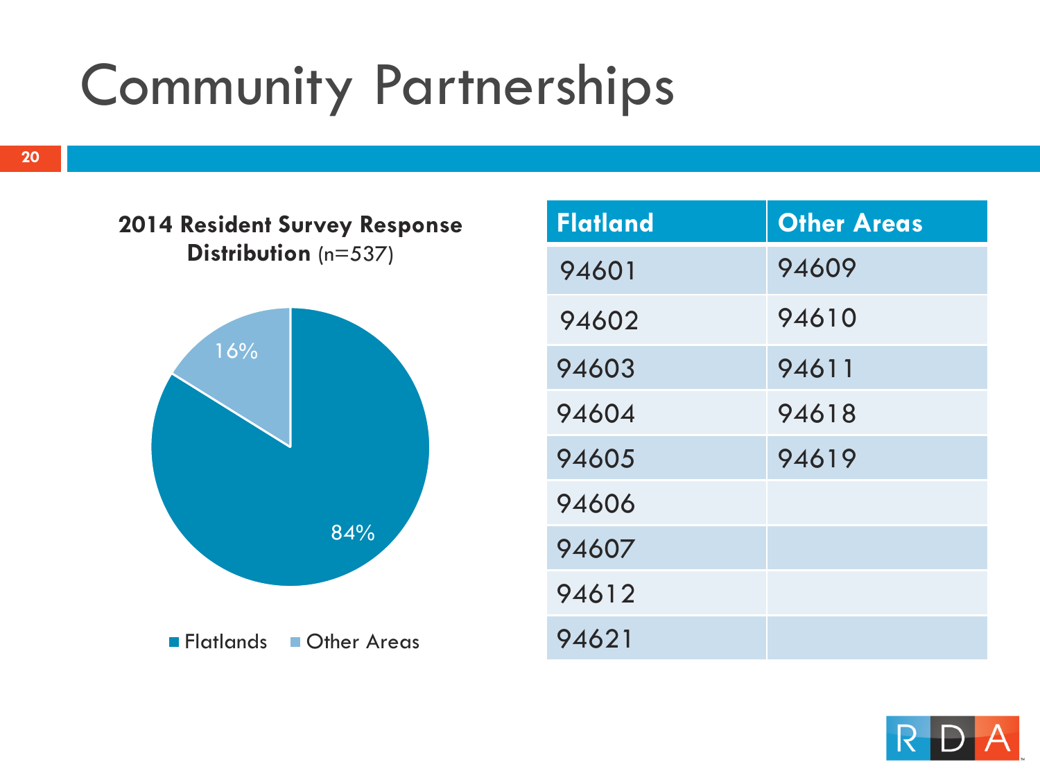# Community Partnerships

**2014 Resident Survey Response Distribution** (n=537)

16%

84%

Flatlands Other Areas

| Flatland | Other Areas |
|---|---|
| 94601 | 94609 |
| 94602 | 94610 |
| 94603 | 94611 |
| 94604 | 94618 |
| 94605 | 94619 |
| 94606 | |
| 94607 | |
| 94612 | |
| 94621 | |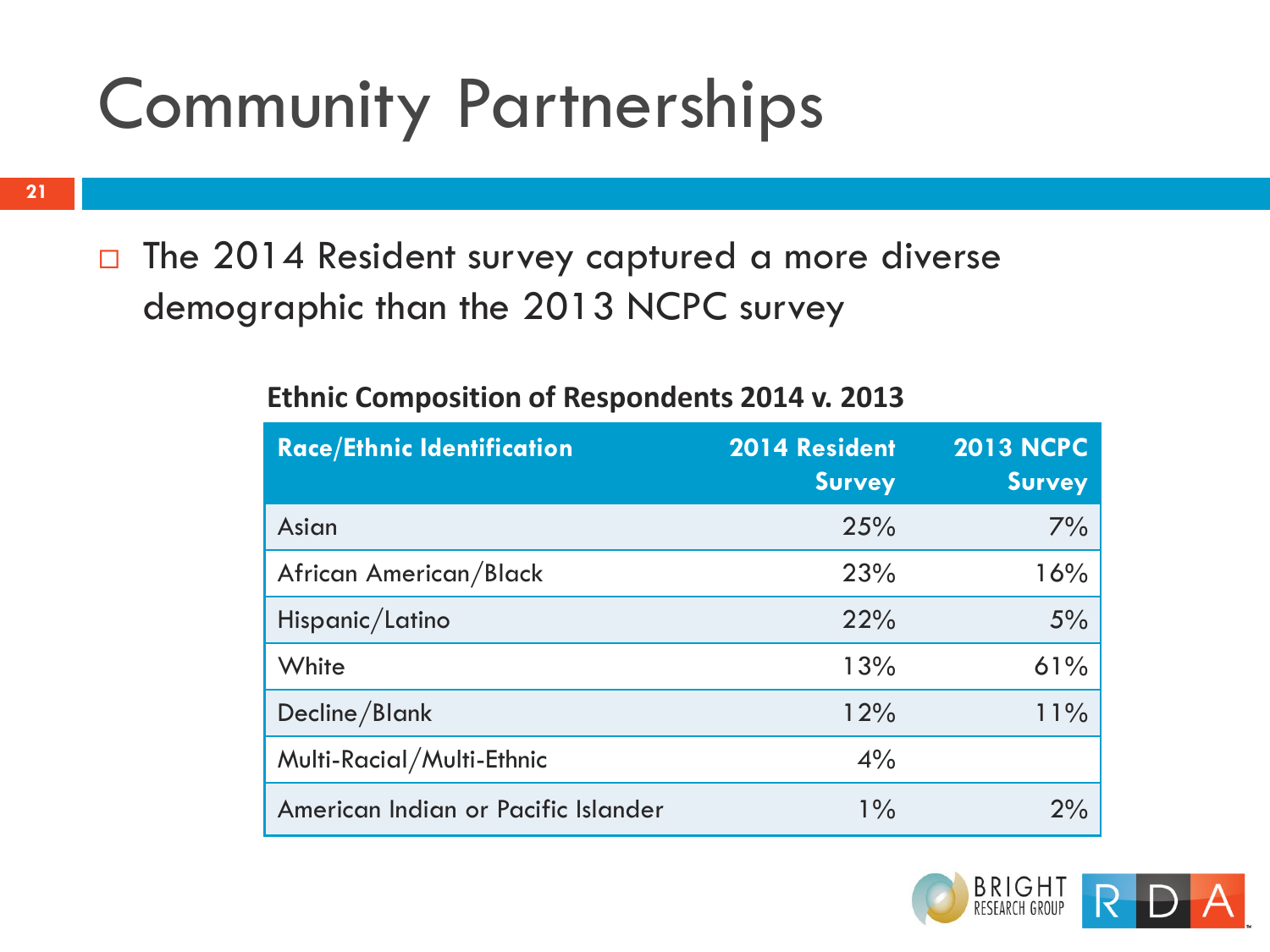# Community Partnerships

- The 2014 Resident survey captured a more diverse demographic than the 2013 NCPC survey

**Ethnic Composition of Respondents 2014 v. 2013**

| Race/Ethnic Identification | 2014 Resident Survey | 2013 NCPC Survey |
|---|---|---|
| Asian | 25% | 7% |
| African American/Black | 23% | 16% |
| Hispanic/Latino | 22% | 5% |
| White | 13% | 61% |
| Decline/Blank | 12% | 11% |
| Multi-Racial/Multi-Ethnic | 4% | |
| American Indian or Pacific Islander | 1% | 2% |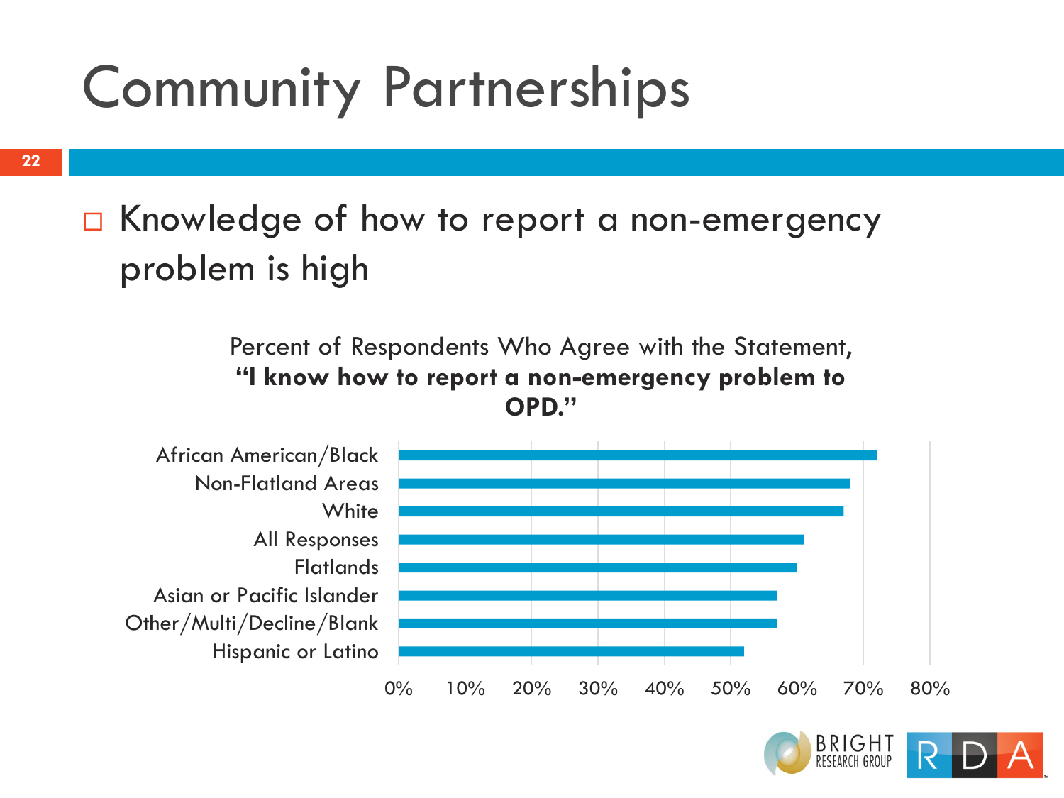# Community Partnerships

- Knowledge of how to report a non-emergency problem is high

Percent of Respondents Who Agree with the Statement,
**"I know how to report a non-emergency problem to OPD."**

African American/Black
Non-Flatland Areas
White
All Responses
Flatlands
Asian or Pacific Islander
Other/Multi/Decline/Blank
Hispanic or Latino

0% 10% 20% 30% 40% 50% 60% 70% 80%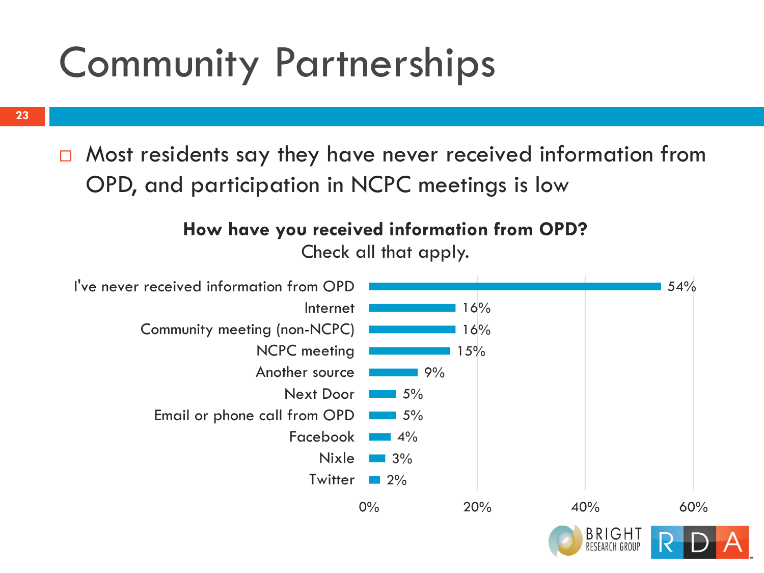# Community Partnerships

- Most residents say they have never received information from OPD, and participation in NCPC meetings is low

**How have you received information from OPD?**
Check all that apply.

| Source | Percent |
| --- | --- |
| I've never received information from OPD | 54% |
| Internet | 16% |
| Community meeting (non-NCPC) | 16% |
| NCPC meeting | 15% |
| Another source | 9% |
| Next Door | 5% |
| Email or phone call from OPD | 5% |
| Facebook | 4% |
| Nixle | 3% |
| Twitter | 2% |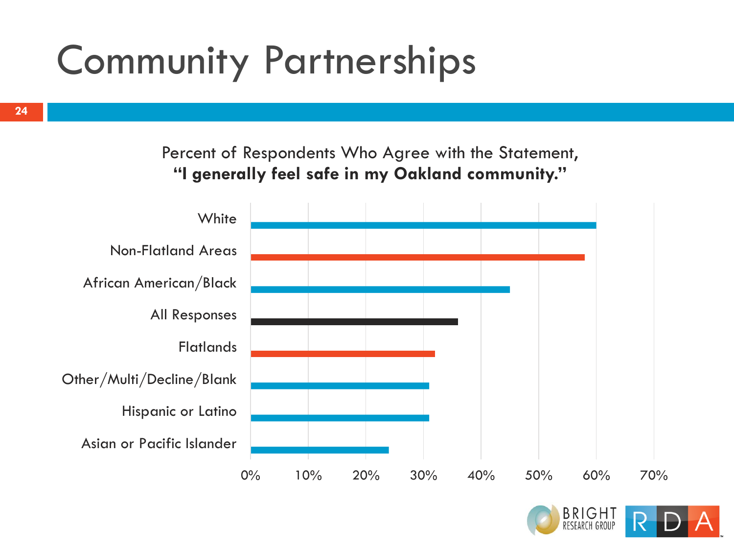# Community Partnerships

Percent of Respondents Who Agree with the Statement,
**"I generally feel safe in my Oakland community."**

| Group | Percent |
| --- | --- |
| White | 60% |
| Non-Flatland Areas | 58% |
| African American/Black | 45% |
| All Responses | 36% |
| Flatlands | 32% |
| Other/Multi/Decline/Blank | 31% |
| Hispanic or Latino | 31% |
| Asian or Pacific Islander | 24% |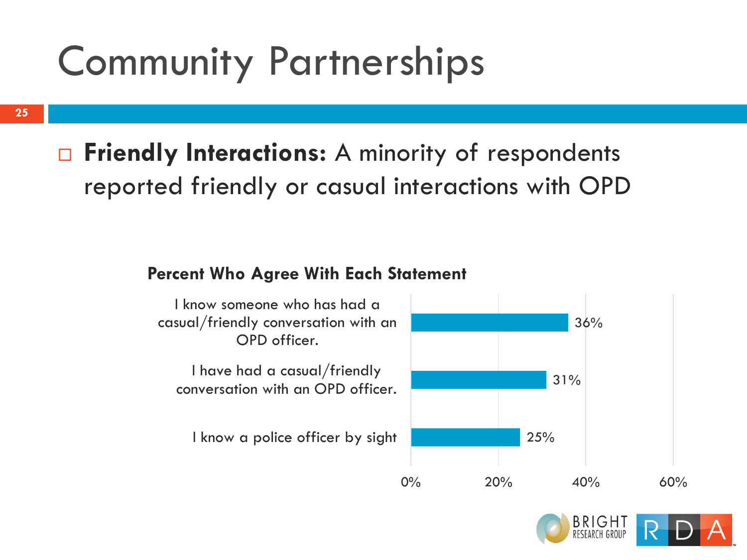# Community Partnerships

- **Friendly Interactions:** A minority of respondents reported friendly or casual interactions with OPD

**Percent Who Agree With Each Statement**

| Statement | Percent |
| --- | --- |
| I know someone who has had a casual/friendly conversation with an OPD officer. | 36% |
| I have had a casual/friendly conversation with an OPD officer. | 31% |
| I know a police officer by sight | 25% |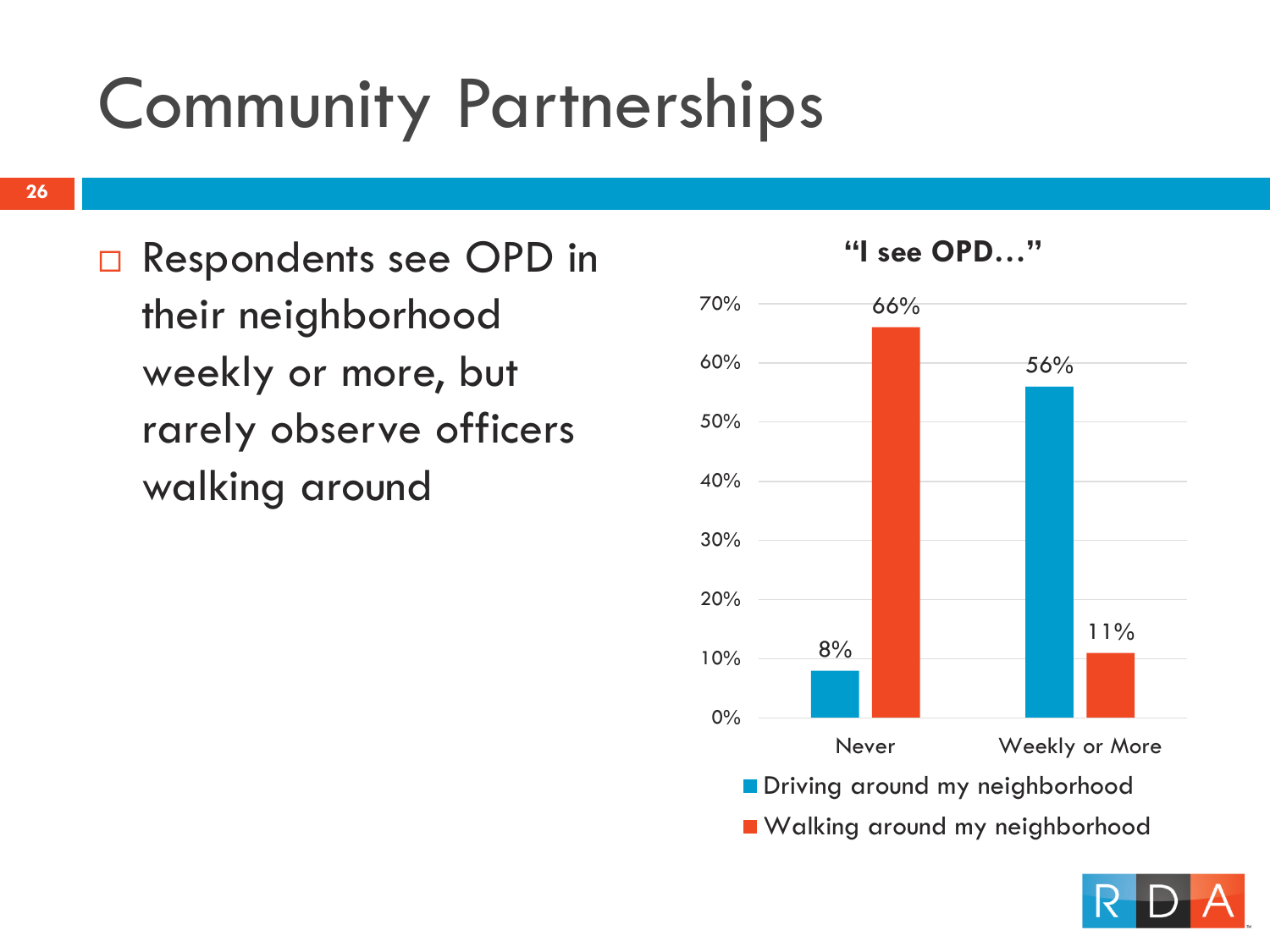# Community Partnerships

- Respondents see OPD in their neighborhood weekly or more, but rarely observe officers walking around

**"I see OPD…"**

| | Never | Weekly or More |
|---|---|---|
| Driving around my neighborhood | 8% | 56% |
| Walking around my neighborhood | 66% | 11% |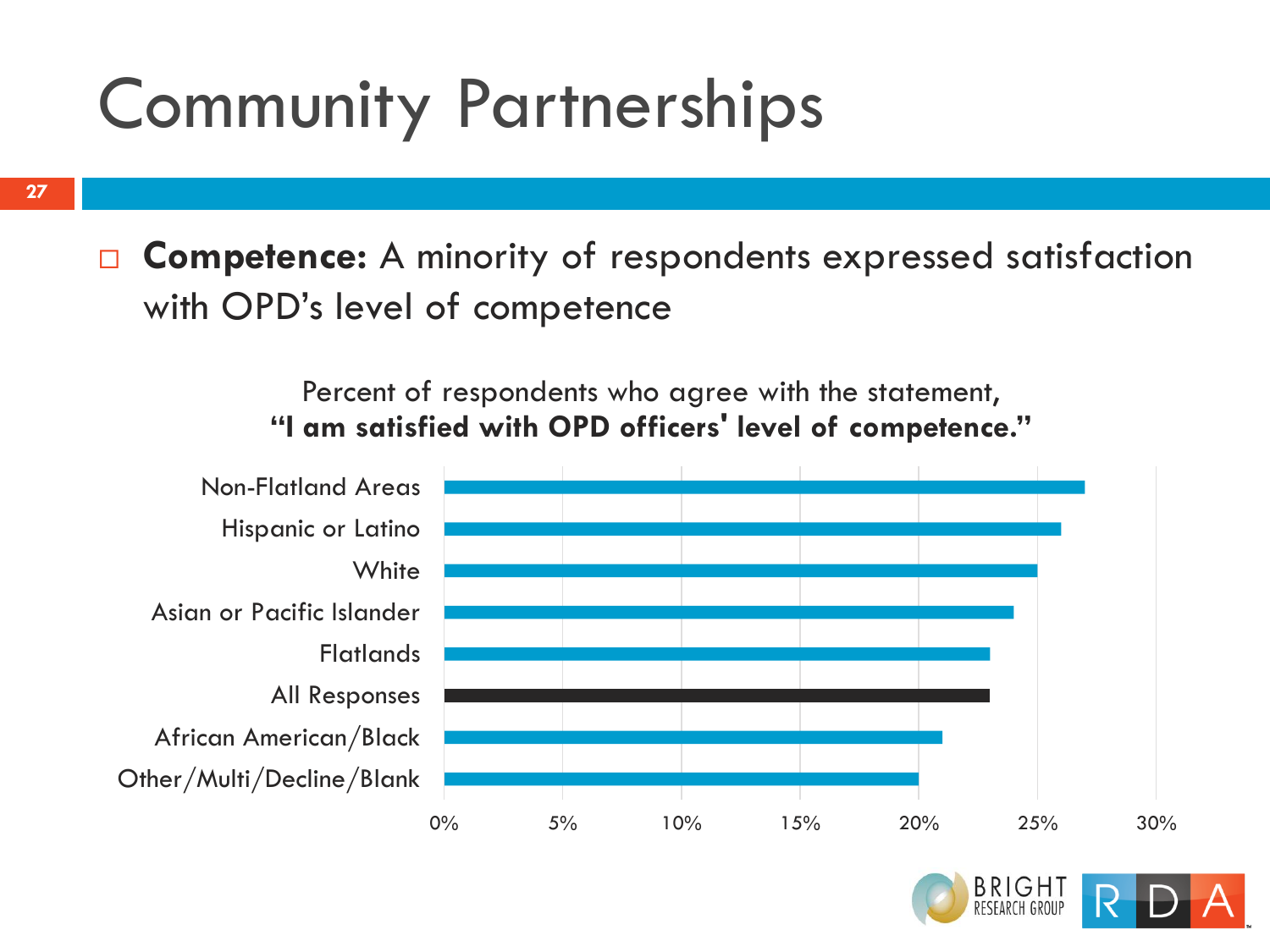# Community Partnerships

- **Competence:** A minority of respondents expressed satisfaction with OPD's level of competence

Percent of respondents who agree with the statement,
**"I am satisfied with OPD officers' level of competence."**

| Group | Percent |
| --- | --- |
| Non-Flatland Areas | 27% |
| Hispanic or Latino | 26% |
| White | 25% |
| Asian or Pacific Islander | 24% |
| Flatlands | 23% |
| All Responses | 23% |
| African American/Black | 21% |
| Other/Multi/Decline/Blank | 20% |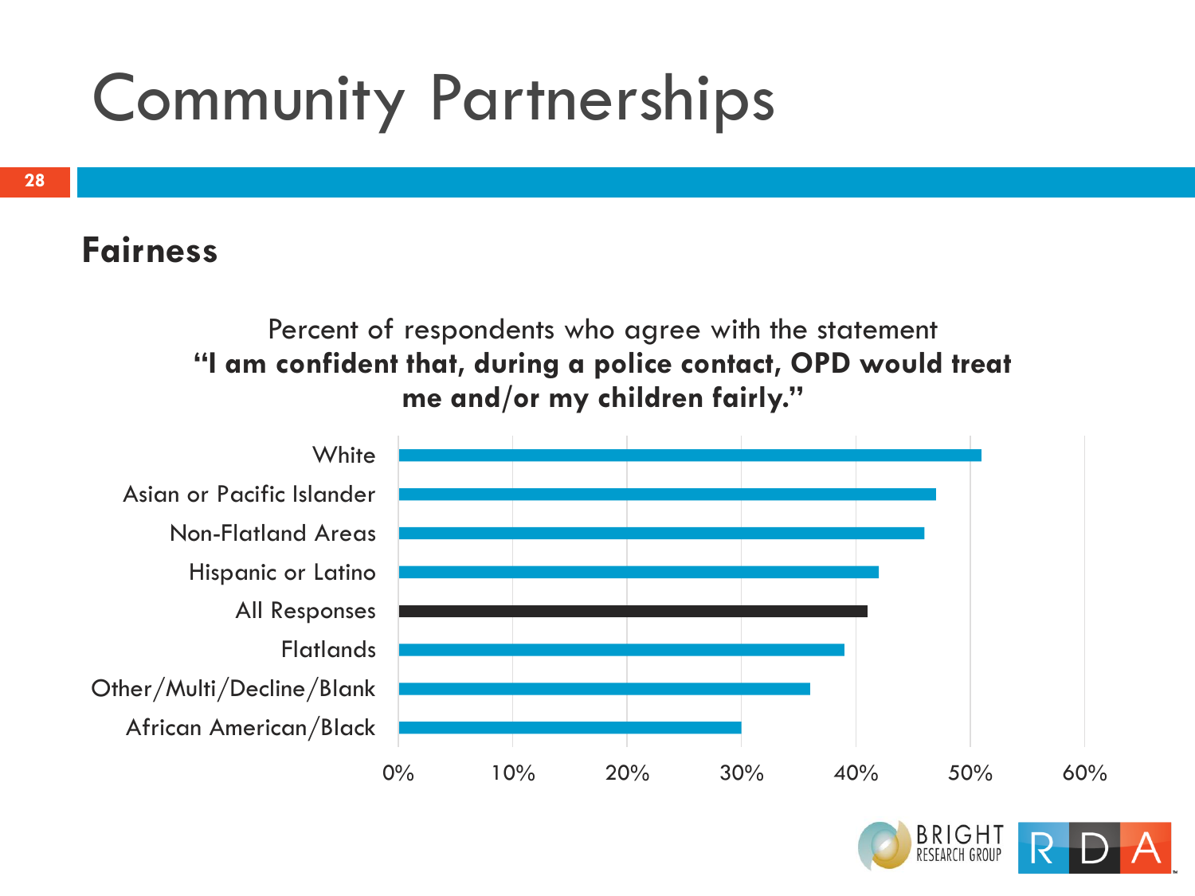# Community Partnerships

## Fairness

Percent of respondents who agree with the statement
**"I am confident that, during a police contact, OPD would treat me and/or my children fairly."**

| Group | Percent |
|---|---|
| White | ~51% |
| Asian or Pacific Islander | ~47% |
| Non-Flatland Areas | ~46% |
| Hispanic or Latino | ~42% |
| All Responses | ~41% |
| Flatlands | ~39% |
| Other/Multi/Decline/Blank | ~36% |
| African American/Black | ~30% |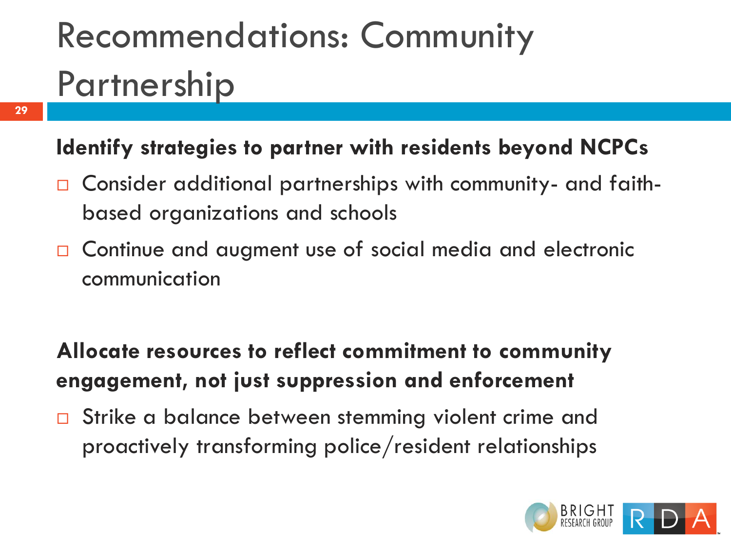# Recommendations: Community Partnership

**Identify strategies to partner with residents beyond NCPCs**

- Consider additional partnerships with community- and faith-based organizations and schools
- Continue and augment use of social media and electronic communication

**Allocate resources to reflect commitment to community engagement, not just suppression and enforcement**

- Strike a balance between stemming violent crime and proactively transforming police/resident relationships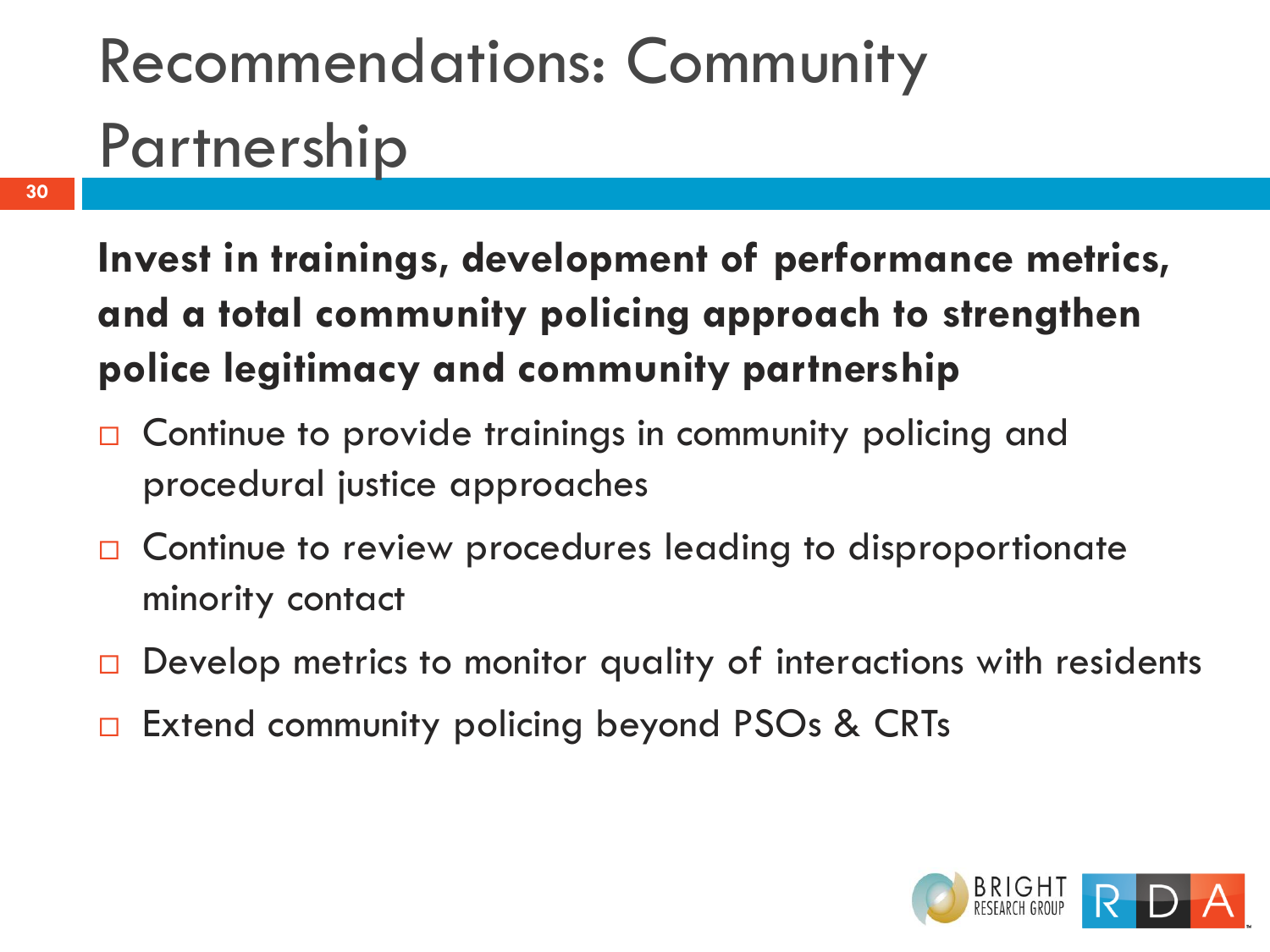# Recommendations: Community Partnership

**Invest in trainings, development of performance metrics, and a total community policing approach to strengthen police legitimacy and community partnership**

- Continue to provide trainings in community policing and procedural justice approaches
- Continue to review procedures leading to disproportionate minority contact
- Develop metrics to monitor quality of interactions with residents
- Extend community policing beyond PSOs & CRTs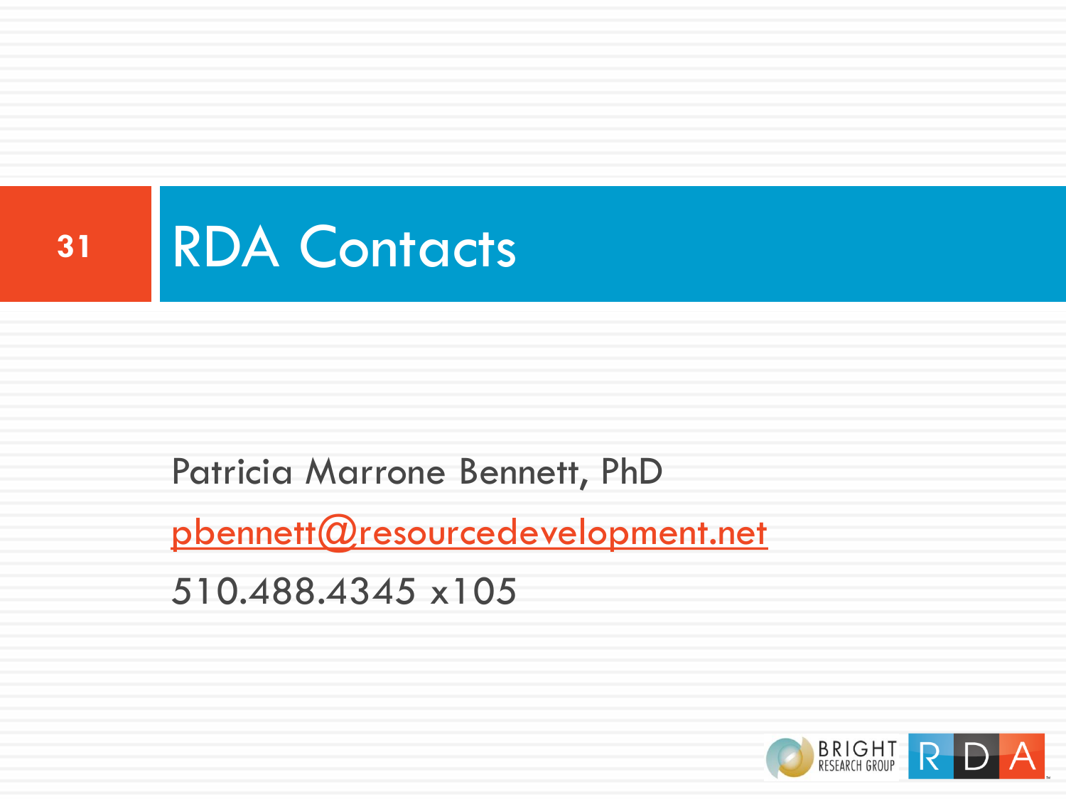# RDA Contacts

Patricia Marrone Bennett, PhD

pbennett@resourcedevelopment.net

510.488.4345 x105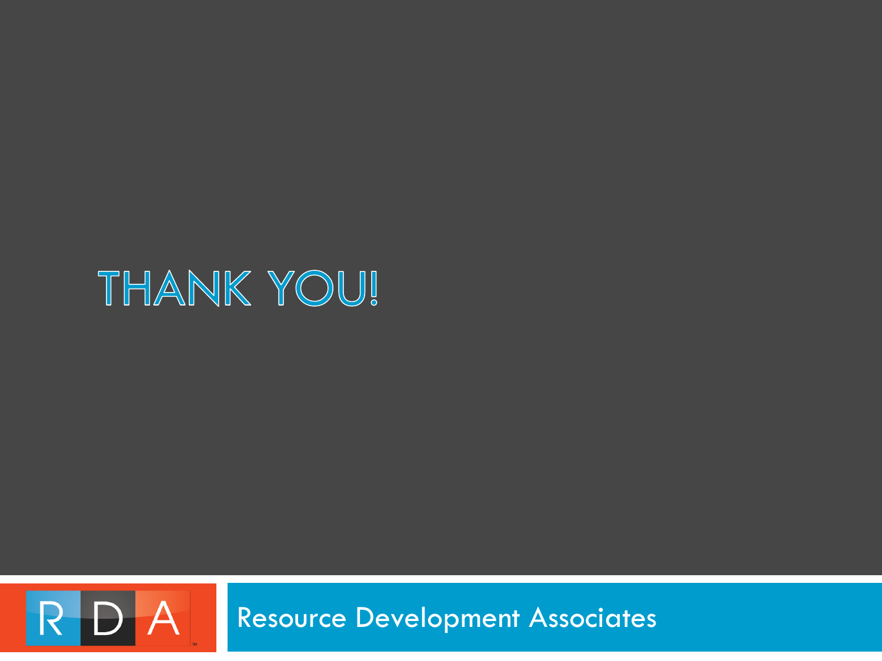# THANK YOU!

RDA

Resource Development Associates